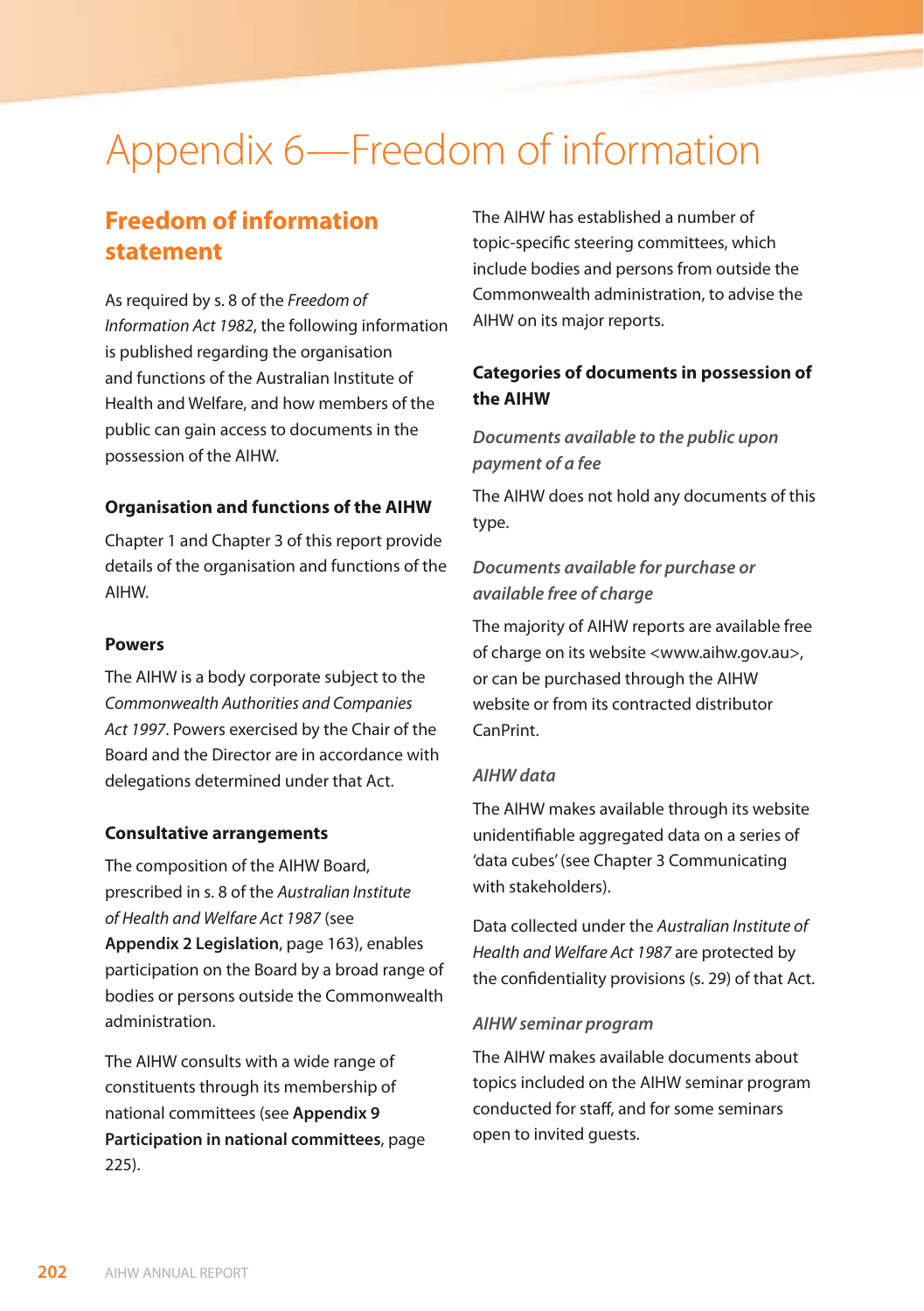# Appendix 6—Freedom of information

## Freedom of information statement

As required by s. 8 of the *Freedom of Information Act 1982*, the following information is published regarding the organisation and functions of the Australian Institute of Health and Welfare, and how members of the public can gain access to documents in the possession of the AIHW.

### Organisation and functions of the AIHW

Chapter 1 and Chapter 3 of this report provide details of the organisation and functions of the AIHW.

### Powers

The AIHW is a body corporate subject to the *Commonwealth Authorities and Companies Act 1997*. Powers exercised by the Chair of the Board and the Director are in accordance with delegations determined under that Act.

### Consultative arrangements

The composition of the AIHW Board, prescribed in s. 8 of the *Australian Institute of Health and Welfare Act 1987* (see **Appendix 2 Legislation**, page 163), enables participation on the Board by a broad range of bodies or persons outside the Commonwealth administration.

The AIHW consults with a wide range of constituents through its membership of national committees (see **Appendix 9 Participation in national committees**, page 225).

The AIHW has established a number of topic-specific steering committees, which include bodies and persons from outside the Commonwealth administration, to advise the AIHW on its major reports.

### Categories of documents in possession of the AIHW

#### *Documents available to the public upon payment of a fee*

The AIHW does not hold any documents of this type.

#### *Documents available for purchase or available free of charge*

The majority of AIHW reports are available free of charge on its website <www.aihw.gov.au>, or can be purchased through the AIHW website or from its contracted distributor CanPrint.

#### *AIHW data*

The AIHW makes available through its website unidentifiable aggregated data on a series of 'data cubes' (see Chapter 3 Communicating with stakeholders).

Data collected under the *Australian Institute of Health and Welfare Act 1987* are protected by the confidentiality provisions (s. 29) of that Act.

#### *AIHW seminar program*

The AIHW makes available documents about topics included on the AIHW seminar program conducted for staff, and for some seminars open to invited guests.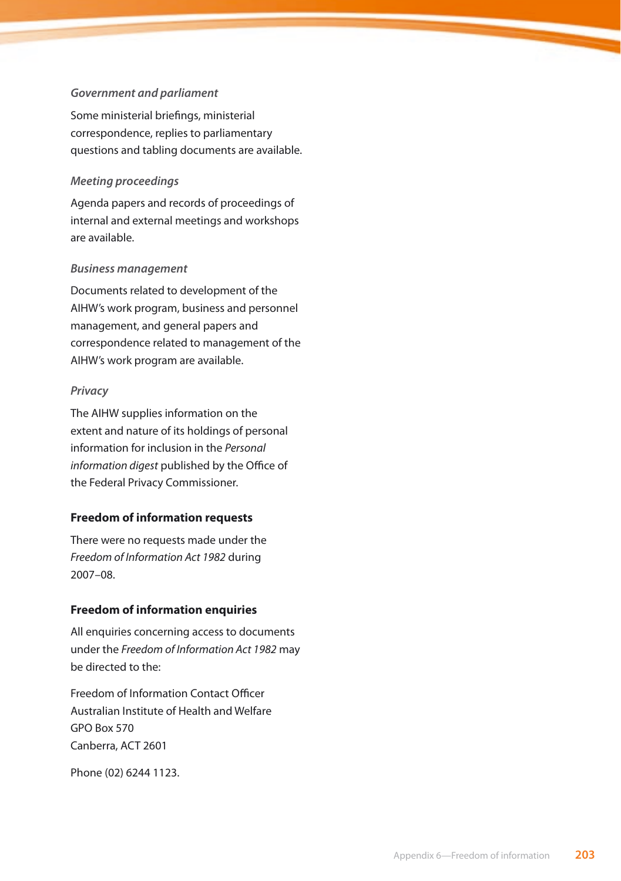*Government and parliament*

Some ministerial briefings, ministerial correspondence, replies to parliamentary questions and tabling documents are available.

*Meeting proceedings*

Agenda papers and records of proceedings of internal and external meetings and workshops are available.

*Business management*

Documents related to development of the AIHW's work program, business and personnel management, and general papers and correspondence related to management of the AIHW's work program are available.

*Privacy*

The AIHW supplies information on the extent and nature of its holdings of personal information for inclusion in the *Personal information digest* published by the Office of the Federal Privacy Commissioner.

### Freedom of information requests

There were no requests made under the *Freedom of Information Act 1982* during 2007–08.

### Freedom of information enquiries

All enquiries concerning access to documents under the *Freedom of Information Act 1982* may be directed to the:

Freedom of Information Contact Officer
Australian Institute of Health and Welfare
GPO Box 570
Canberra, ACT 2601

Phone (02) 6244 1123.